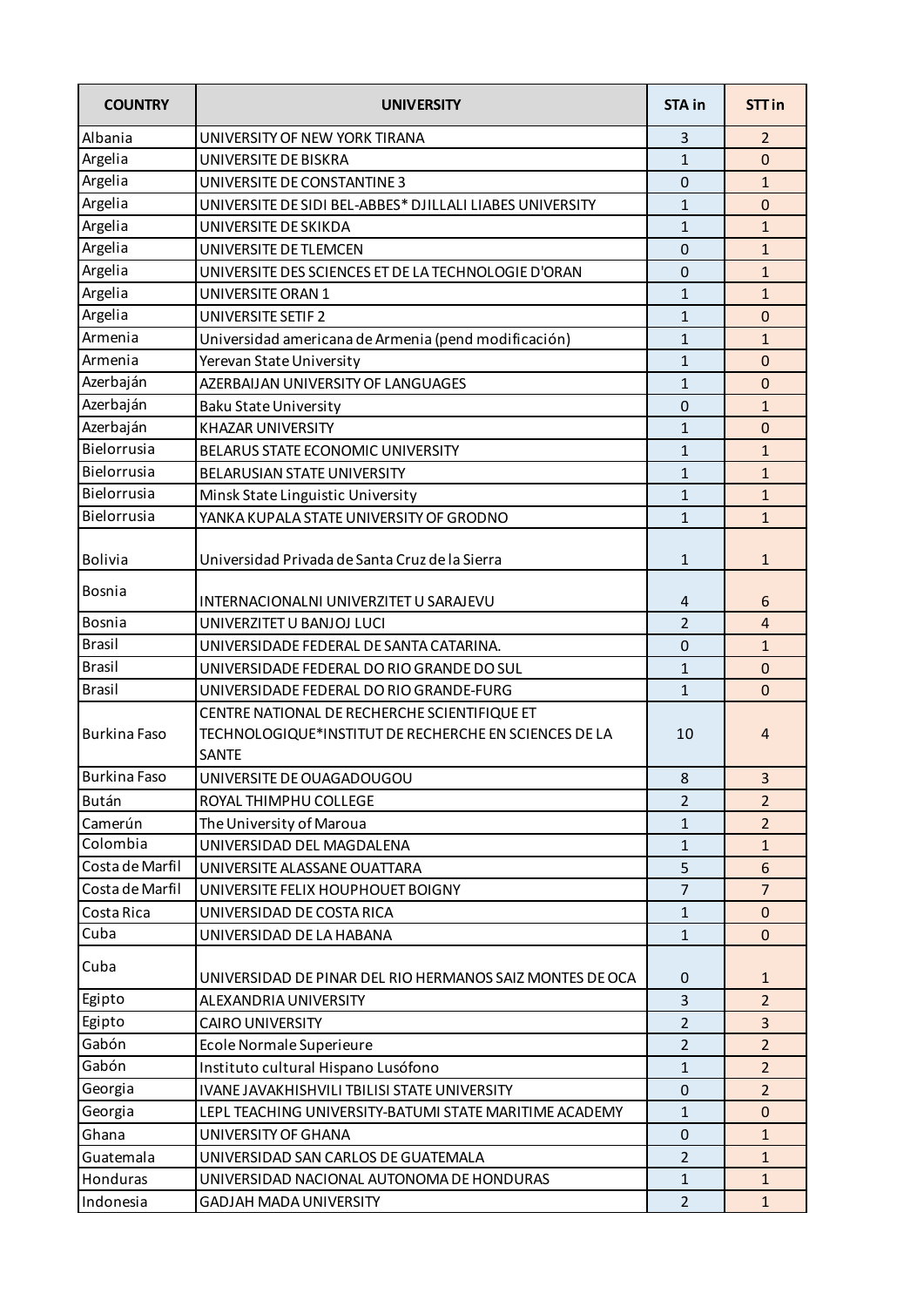| COUNTRY | UNIVERSITY | STA in | STT in |
|---|---|---|---|
| Albania | UNIVERSITY OF NEW YORK TIRANA | 3 | 2 |
| Argelia | UNIVERSITE DE BISKRA | 1 | 0 |
| Argelia | UNIVERSITE DE CONSTANTINE 3 | 0 | 1 |
| Argelia | UNIVERSITE DE SIDI BEL-ABBES* DJILLALI LIABES UNIVERSITY | 1 | 0 |
| Argelia | UNIVERSITE DE SKIKDA | 1 | 1 |
| Argelia | UNIVERSITE DE TLEMCEN | 0 | 1 |
| Argelia | UNIVERSITE DES SCIENCES ET DE LA TECHNOLOGIE D'ORAN | 0 | 1 |
| Argelia | UNIVERSITE ORAN 1 | 1 | 1 |
| Argelia | UNIVERSITE SETIF 2 | 1 | 0 |
| Armenia | Universidad americana de Armenia (pend modificación) | 1 | 1 |
| Armenia | Yerevan State University | 1 | 0 |
| Azerbaján | AZERBAIJAN UNIVERSITY OF LANGUAGES | 1 | 0 |
| Azerbaján | Baku State University | 0 | 1 |
| Azerbaján | KHAZAR UNIVERSITY | 1 | 0 |
| Bielorrusia | BELARUS STATE ECONOMIC UNIVERSITY | 1 | 1 |
| Bielorrusia | BELARUSIAN STATE UNIVERSITY | 1 | 1 |
| Bielorrusia | Minsk State Linguistic University | 1 | 1 |
| Bielorrusia | YANKA KUPALA STATE UNIVERSITY OF GRODNO | 1 | 1 |
| Bolivia | Universidad Privada de Santa Cruz de la Sierra | 1 | 1 |
| Bosnia | INTERNACIONALNI UNIVERZITET U SARAJEVU | 4 | 6 |
| Bosnia | UNIVERZITET U BANJOJ LUCI | 2 | 4 |
| Brasil | UNIVERSIDADE FEDERAL DE SANTA CATARINA. | 0 | 1 |
| Brasil | UNIVERSIDADE FEDERAL DO RIO GRANDE DO SUL | 1 | 0 |
| Brasil | UNIVERSIDADE FEDERAL DO RIO GRANDE-FURG | 1 | 0 |
| Burkina Faso | CENTRE NATIONAL DE RECHERCHE SCIENTIFIQUE ET TECHNOLOGIQUE*INSTITUT DE RECHERCHE EN SCIENCES DE LA SANTE | 10 | 4 |
| Burkina Faso | UNIVERSITE DE OUAGADOUGOU | 8 | 3 |
| Bután | ROYAL THIMPHU COLLEGE | 2 | 2 |
| Camerún | The University of Maroua | 1 | 2 |
| Colombia | UNIVERSIDAD DEL MAGDALENA | 1 | 1 |
| Costa de Marfil | UNIVERSITE ALASSANE OUATTARA | 5 | 6 |
| Costa de Marfil | UNIVERSITE FELIX HOUPHOUET BOIGNY | 7 | 7 |
| Costa Rica | UNIVERSIDAD DE COSTA RICA | 1 | 0 |
| Cuba | UNIVERSIDAD DE LA HABANA | 1 | 0 |
| Cuba | UNIVERSIDAD DE PINAR DEL RIO HERMANOS SAIZ MONTES DE OCA | 0 | 1 |
| Egipto | ALEXANDRIA UNIVERSITY | 3 | 2 |
| Egipto | CAIRO UNIVERSITY | 2 | 3 |
| Gabón | Ecole Normale Superieure | 2 | 2 |
| Gabón | Instituto cultural Hispano Lusófono | 1 | 2 |
| Georgia | IVANE JAVAKHISHVILI TBILISI STATE UNIVERSITY | 0 | 2 |
| Georgia | LEPL TEACHING UNIVERSITY-BATUMI STATE MARITIME ACADEMY | 1 | 0 |
| Ghana | UNIVERSITY OF GHANA | 0 | 1 |
| Guatemala | UNIVERSIDAD SAN CARLOS DE GUATEMALA | 2 | 1 |
| Honduras | UNIVERSIDAD NACIONAL AUTONOMA DE HONDURAS | 1 | 1 |
| Indonesia | GADJAH MADA UNIVERSITY | 2 | 1 |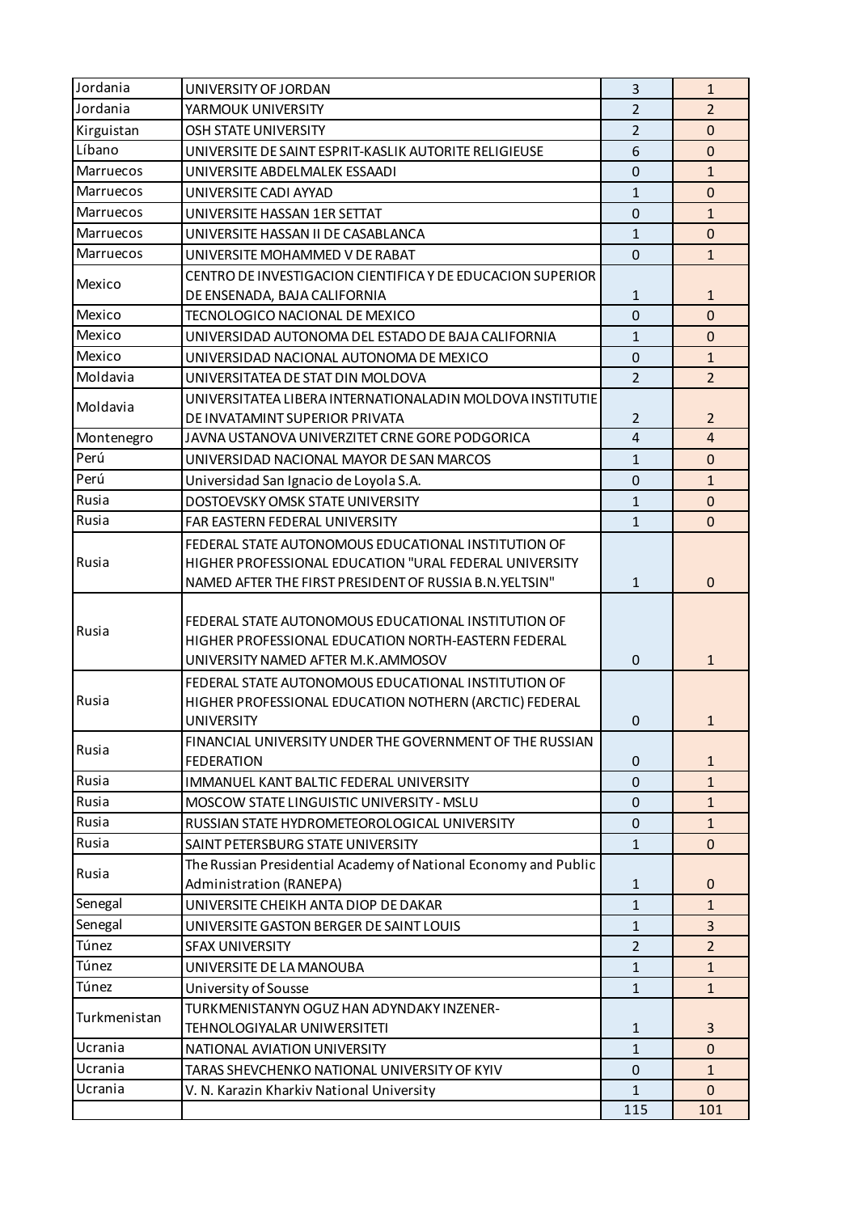| | | | |
|---|---|---|---|
| Jordania | UNIVERSITY OF JORDAN | 3 | 1 |
| Jordania | YARMOUK UNIVERSITY | 2 | 2 |
| Kirguistan | OSH STATE UNIVERSITY | 2 | 0 |
| Líbano | UNIVERSITE DE SAINT ESPRIT-KASLIK AUTORITE RELIGIEUSE | 6 | 0 |
| Marruecos | UNIVERSITE ABDELMALEK ESSAADI | 0 | 1 |
| Marruecos | UNIVERSITE CADI AYYAD | 1 | 0 |
| Marruecos | UNIVERSITE HASSAN 1ER SETTAT | 0 | 1 |
| Marruecos | UNIVERSITE HASSAN II DE CASABLANCA | 1 | 0 |
| Marruecos | UNIVERSITE MOHAMMED V DE RABAT | 0 | 1 |
| Mexico | CENTRO DE INVESTIGACION CIENTIFICA Y DE EDUCACION SUPERIOR DE ENSENADA, BAJA CALIFORNIA | 1 | 1 |
| Mexico | TECNOLOGICO NACIONAL DE MEXICO | 0 | 0 |
| Mexico | UNIVERSIDAD AUTONOMA DEL ESTADO DE BAJA CALIFORNIA | 1 | 0 |
| Mexico | UNIVERSIDAD NACIONAL AUTONOMA DE MEXICO | 0 | 1 |
| Moldavia | UNIVERSITATEA DE STAT DIN MOLDOVA | 2 | 2 |
| Moldavia | UNIVERSITATEA LIBERA INTERNATIONALADIN MOLDOVA INSTITUTIE DE INVATAMINT SUPERIOR PRIVATA | 2 | 2 |
| Montenegro | JAVNA USTANOVA UNIVERZITET CRNE GORE PODGORICA | 4 | 4 |
| Perú | UNIVERSIDAD NACIONAL MAYOR DE SAN MARCOS | 1 | 0 |
| Perú | Universidad San Ignacio de Loyola S.A. | 0 | 1 |
| Rusia | DOSTOEVSKY OMSK STATE UNIVERSITY | 1 | 0 |
| Rusia | FAR EASTERN FEDERAL UNIVERSITY | 1 | 0 |
| Rusia | FEDERAL STATE AUTONOMOUS EDUCATIONAL INSTITUTION OF HIGHER PROFESSIONAL EDUCATION "URAL FEDERAL UNIVERSITY NAMED AFTER THE FIRST PRESIDENT OF RUSSIA B.N.YELTSIN" | 1 | 0 |
| Rusia | FEDERAL STATE AUTONOMOUS EDUCATIONAL INSTITUTION OF HIGHER PROFESSIONAL EDUCATION NORTH-EASTERN FEDERAL UNIVERSITY NAMED AFTER M.K.AMMOSOV | 0 | 1 |
| Rusia | FEDERAL STATE AUTONOMOUS EDUCATIONAL INSTITUTION OF HIGHER PROFESSIONAL EDUCATION NOTHERN (ARCTIC) FEDERAL UNIVERSITY | 0 | 1 |
| Rusia | FINANCIAL UNIVERSITY UNDER THE GOVERNMENT OF THE RUSSIAN FEDERATION | 0 | 1 |
| Rusia | IMMANUEL KANT BALTIC FEDERAL UNIVERSITY | 0 | 1 |
| Rusia | MOSCOW STATE LINGUISTIC UNIVERSITY - MSLU | 0 | 1 |
| Rusia | RUSSIAN STATE HYDROMETEOROLOGICAL UNIVERSITY | 0 | 1 |
| Rusia | SAINT PETERSBURG STATE UNIVERSITY | 1 | 0 |
| Rusia | The Russian Presidential Academy of National Economy and Public Administration (RANEPA) | 1 | 0 |
| Senegal | UNIVERSITE CHEIKH ANTA DIOP DE DAKAR | 1 | 1 |
| Senegal | UNIVERSITE GASTON BERGER DE SAINT LOUIS | 1 | 3 |
| Túnez | SFAX UNIVERSITY | 2 | 2 |
| Túnez | UNIVERSITE DE LA MANOUBA | 1 | 1 |
| Túnez | University of Sousse | 1 | 1 |
| Turkmenistan | TURKMENISTANYN OGUZ HAN ADYNDAKY INZENER-TEHNOLOGIYALAR UNIWERSITETI | 1 | 3 |
| Ucrania | NATIONAL AVIATION UNIVERSITY | 1 | 0 |
| Ucrania | TARAS SHEVCHENKO NATIONAL UNIVERSITY OF KYIV | 0 | 1 |
| Ucrania | V. N. Karazin Kharkiv National University | 1 | 0 |
| | | 115 | 101 |